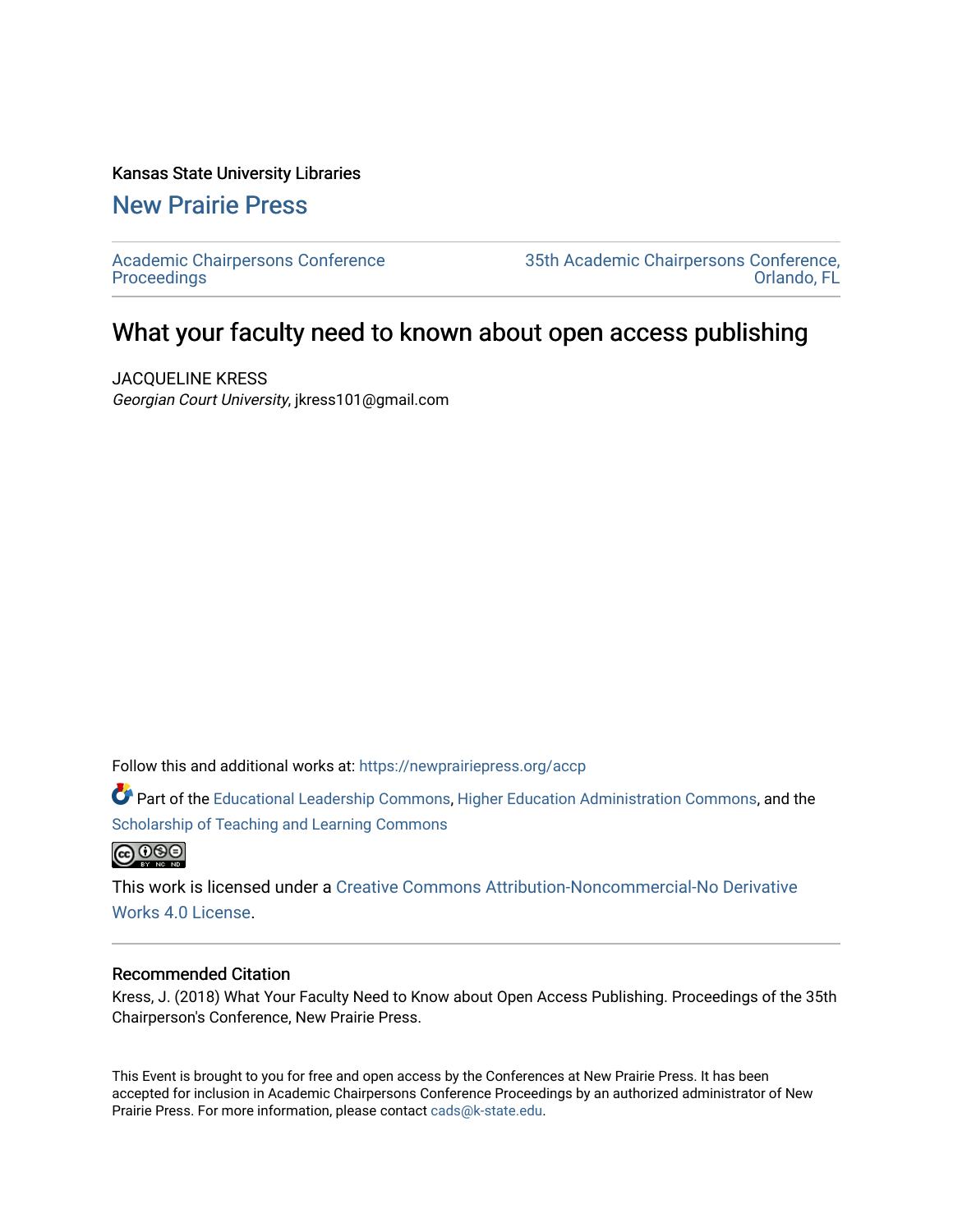Kansas State University Libraries

## New Prairie Press

Academic Chairpersons Conference Proceedings

35th Academic Chairpersons Conference, Orlando, FL

# What your faculty need to known about open access publishing

JACQUELINE KRESS
*Georgian Court University*, jkress101@gmail.com

Follow this and additional works at: https://newprairiepress.org/accp

Part of the Educational Leadership Commons, Higher Education Administration Commons, and the Scholarship of Teaching and Learning Commons

This work is licensed under a Creative Commons Attribution-Noncommercial-No Derivative Works 4.0 License.

### Recommended Citation

Kress, J. (2018) What Your Faculty Need to Know about Open Access Publishing. Proceedings of the 35th Chairperson's Conference, New Prairie Press.

This Event is brought to you for free and open access by the Conferences at New Prairie Press. It has been accepted for inclusion in Academic Chairpersons Conference Proceedings by an authorized administrator of New Prairie Press. For more information, please contact cads@k-state.edu.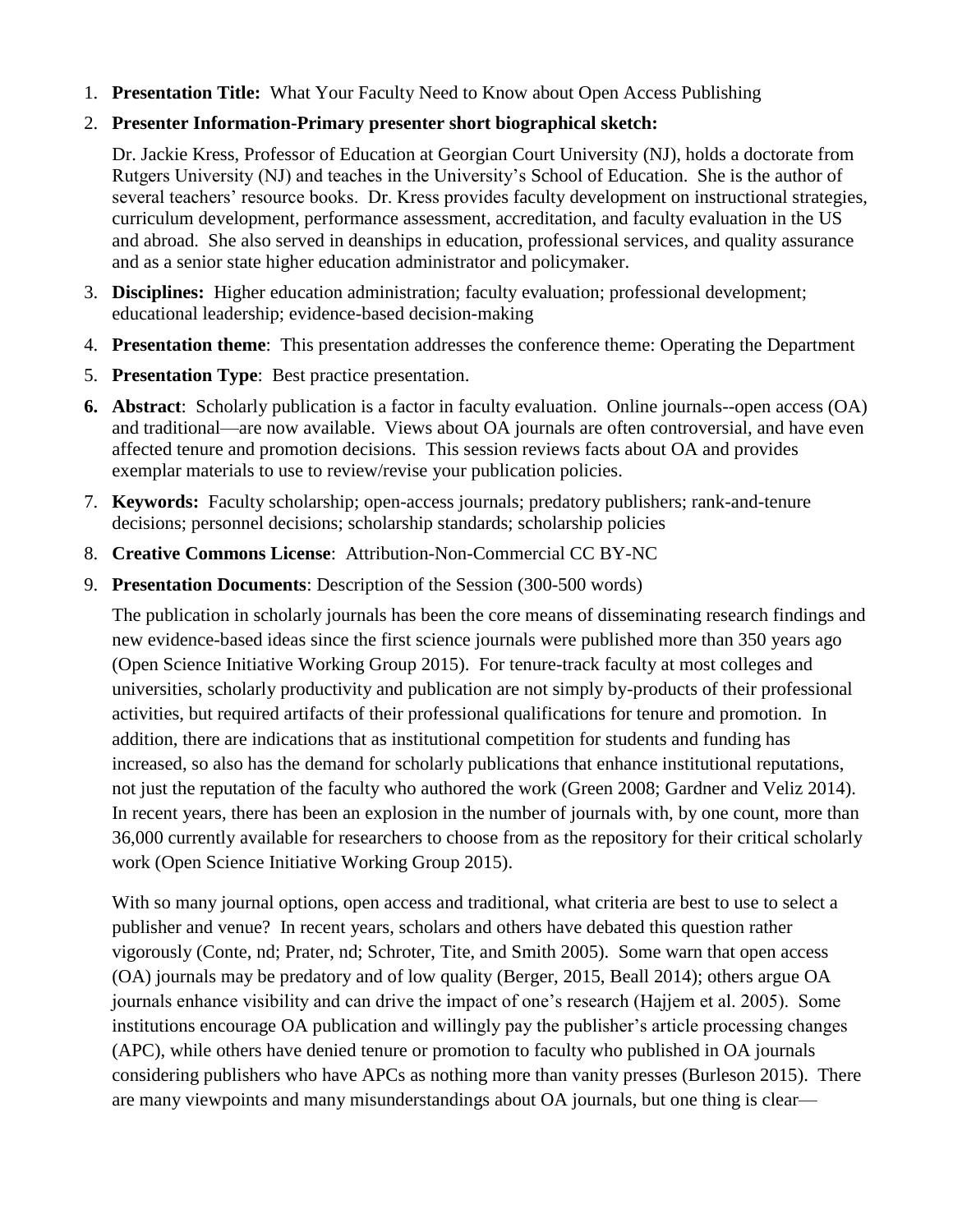1. **Presentation Title:** What Your Faculty Need to Know about Open Access Publishing

2. **Presenter Information-Primary presenter short biographical sketch:**

   Dr. Jackie Kress, Professor of Education at Georgian Court University (NJ), holds a doctorate from Rutgers University (NJ) and teaches in the University's School of Education. She is the author of several teachers' resource books. Dr. Kress provides faculty development on instructional strategies, curriculum development, performance assessment, accreditation, and faculty evaluation in the US and abroad. She also served in deanships in education, professional services, and quality assurance and as a senior state higher education administrator and policymaker.

3. **Disciplines:** Higher education administration; faculty evaluation; professional development; educational leadership; evidence-based decision-making

4. **Presentation theme**: This presentation addresses the conference theme: Operating the Department

5. **Presentation Type**: Best practice presentation.

6. **Abstract**: Scholarly publication is a factor in faculty evaluation. Online journals--open access (OA) and traditional—are now available. Views about OA journals are often controversial, and have even affected tenure and promotion decisions. This session reviews facts about OA and provides exemplar materials to use to review/revise your publication policies.

7. **Keywords:** Faculty scholarship; open-access journals; predatory publishers; rank-and-tenure decisions; personnel decisions; scholarship standards; scholarship policies

8. **Creative Commons License**: Attribution-Non-Commercial CC BY-NC

9. **Presentation Documents**: Description of the Session (300-500 words)

   The publication in scholarly journals has been the core means of disseminating research findings and new evidence-based ideas since the first science journals were published more than 350 years ago (Open Science Initiative Working Group 2015). For tenure-track faculty at most colleges and universities, scholarly productivity and publication are not simply by-products of their professional activities, but required artifacts of their professional qualifications for tenure and promotion. In addition, there are indications that as institutional competition for students and funding has increased, so also has the demand for scholarly publications that enhance institutional reputations, not just the reputation of the faculty who authored the work (Green 2008; Gardner and Veliz 2014). In recent years, there has been an explosion in the number of journals with, by one count, more than 36,000 currently available for researchers to choose from as the repository for their critical scholarly work (Open Science Initiative Working Group 2015).

   With so many journal options, open access and traditional, what criteria are best to use to select a publisher and venue? In recent years, scholars and others have debated this question rather vigorously (Conte, nd; Prater, nd; Schroter, Tite, and Smith 2005). Some warn that open access (OA) journals may be predatory and of low quality (Berger, 2015, Beall 2014); others argue OA journals enhance visibility and can drive the impact of one's research (Hajjem et al. 2005). Some institutions encourage OA publication and willingly pay the publisher's article processing changes (APC), while others have denied tenure or promotion to faculty who published in OA journals considering publishers who have APCs as nothing more than vanity presses (Burleson 2015). There are many viewpoints and many misunderstandings about OA journals, but one thing is clear—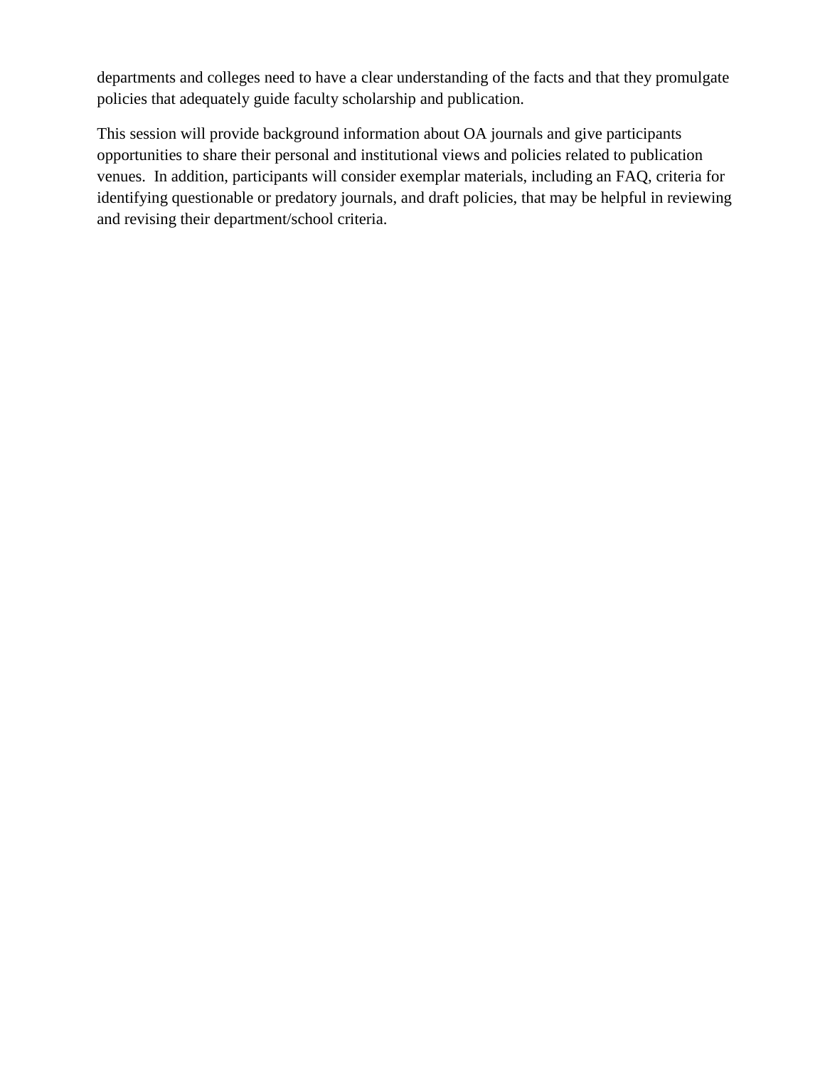departments and colleges need to have a clear understanding of the facts and that they promulgate policies that adequately guide faculty scholarship and publication.

This session will provide background information about OA journals and give participants opportunities to share their personal and institutional views and policies related to publication venues. In addition, participants will consider exemplar materials, including an FAQ, criteria for identifying questionable or predatory journals, and draft policies, that may be helpful in reviewing and revising their department/school criteria.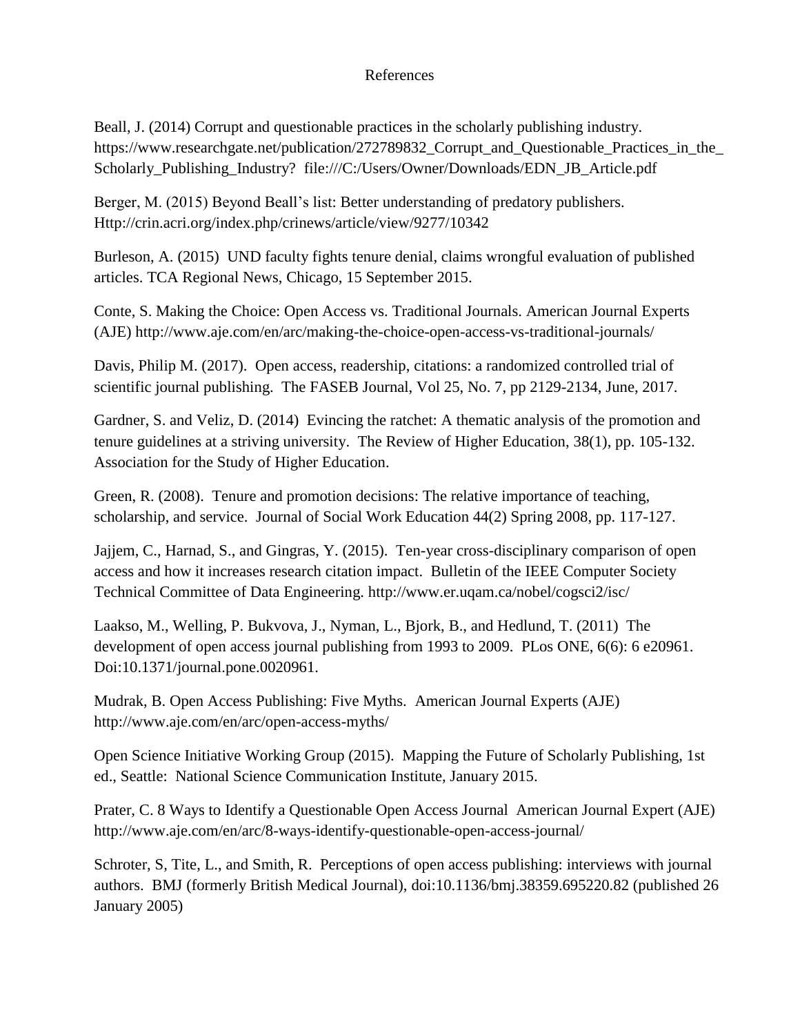# References

Beall, J. (2014) Corrupt and questionable practices in the scholarly publishing industry. https://www.researchgate.net/publication/272789832_Corrupt_and_Questionable_Practices_in_the_Scholarly_Publishing_Industry?  file:///C:/Users/Owner/Downloads/EDN_JB_Article.pdf

Berger, M. (2015) Beyond Beall's list: Better understanding of predatory publishers. Http://crin.acri.org/index.php/crinews/article/view/9277/10342

Burleson, A. (2015)  UND faculty fights tenure denial, claims wrongful evaluation of published articles. TCA Regional News, Chicago, 15 September 2015.

Conte, S. Making the Choice: Open Access vs. Traditional Journals. American Journal Experts (AJE) http://www.aje.com/en/arc/making-the-choice-open-access-vs-traditional-journals/

Davis, Philip M. (2017).  Open access, readership, citations: a randomized controlled trial of scientific journal publishing.  The FASEB Journal, Vol 25, No. 7, pp 2129-2134, June, 2017.

Gardner, S. and Veliz, D. (2014)  Evincing the ratchet: A thematic analysis of the promotion and tenure guidelines at a striving university.  The Review of Higher Education, 38(1), pp. 105-132. Association for the Study of Higher Education.

Green, R. (2008).  Tenure and promotion decisions: The relative importance of teaching, scholarship, and service.  Journal of Social Work Education 44(2) Spring 2008, pp. 117-127.

Jajjem, C., Harnad, S., and Gingras, Y. (2015).  Ten-year cross-disciplinary comparison of open access and how it increases research citation impact.  Bulletin of the IEEE Computer Society Technical Committee of Data Engineering. http://www.er.uqam.ca/nobel/cogsci2/isc/

Laakso, M., Welling, P. Bukvova, J., Nyman, L., Bjork, B., and Hedlund, T. (2011)  The development of open access journal publishing from 1993 to 2009.  PLos ONE, 6(6): 6 e20961. Doi:10.1371/journal.pone.0020961.

Mudrak, B. Open Access Publishing: Five Myths.  American Journal Experts (AJE) http://www.aje.com/en/arc/open-access-myths/

Open Science Initiative Working Group (2015).  Mapping the Future of Scholarly Publishing, 1st ed., Seattle:  National Science Communication Institute, January 2015.

Prater, C. 8 Ways to Identify a Questionable Open Access Journal  American Journal Expert (AJE) http://www.aje.com/en/arc/8-ways-identify-questionable-open-access-journal/

Schroter, S, Tite, L., and Smith, R.  Perceptions of open access publishing: interviews with journal authors.  BMJ (formerly British Medical Journal), doi:10.1136/bmj.38359.695220.82 (published 26 January 2005)